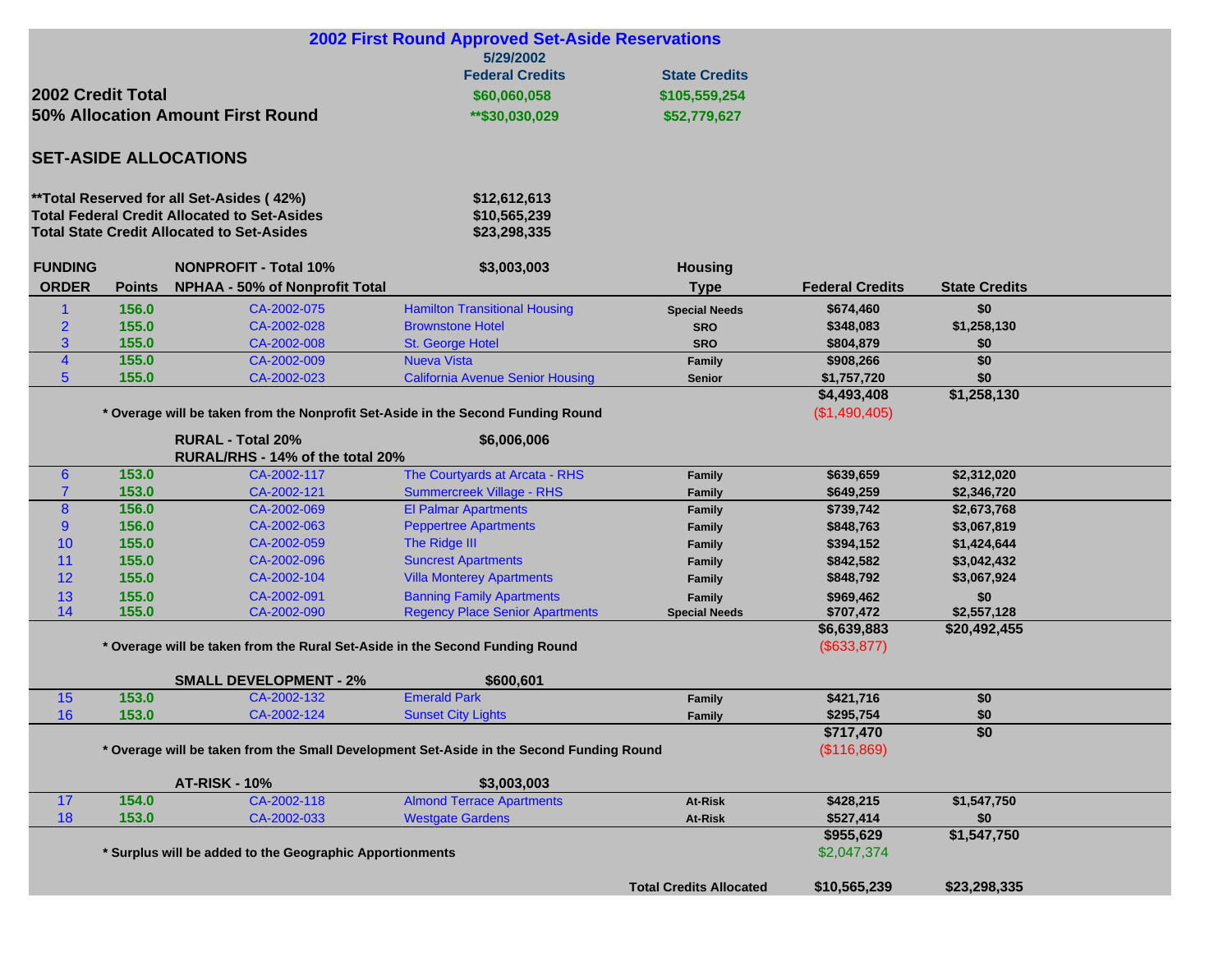# 2002 First Round Approved Set-Aside Reservations

5/29/2002

| | Federal Credits | State Credits |
|---|---|---|
| **2002 Credit Total** | $60,060,058 | $105,559,254 |
| **50% Allocation Amount First Round** | **$30,030,029 | $52,779,627 |

## SET-ASIDE ALLOCATIONS

| | |
|---|---|
| **Total Reserved for all Set-Asides ( 42%) | $12,612,613 |
| Total Federal Credit Allocated to Set-Asides | $10,565,239 |
| Total State Credit Allocated to Set-Asides | $23,298,335 |

| FUNDING ORDER | Points | Application | Project | Housing Type | Federal Credits | State Credits |
|---|---|---|---|---|---|---|
| | | **NONPROFIT - Total 10%** | **$3,003,003** | | | |
| | | **NPHAA - 50% of Nonprofit Total** | | | | |
| 1 | 156.0 | CA-2002-075 | Hamilton Transitional Housing | Special Needs | $674,460 | $0 |
| 2 | 155.0 | CA-2002-028 | Brownstone Hotel | SRO | $348,083 | $1,258,130 |
| 3 | 155.0 | CA-2002-008 | St. George Hotel | SRO | $804,879 | $0 |
| 4 | 155.0 | CA-2002-009 | Nueva Vista | Family | $908,266 | $0 |
| 5 | 155.0 | CA-2002-023 | California Avenue Senior Housing | Senior | $1,757,720 | $0 |
| | | | | | $4,493,408 | $1,258,130 |
| | | * Overage will be taken from the Nonprofit Set-Aside in the Second Funding Round | | | ($1,490,405) | |
| | | **RURAL - Total 20%** | **$6,006,006** | | | |
| | | **RURAL/RHS - 14% of the total 20%** | | | | |
| 6 | 153.0 | CA-2002-117 | The Courtyards at Arcata - RHS | Family | $639,659 | $2,312,020 |
| 7 | 153.0 | CA-2002-121 | Summercreek Village - RHS | Family | $649,259 | $2,346,720 |
| 8 | 156.0 | CA-2002-069 | El Palmar Apartments | Family | $739,742 | $2,673,768 |
| 9 | 156.0 | CA-2002-063 | Peppertree Apartments | Family | $848,763 | $3,067,819 |
| 10 | 155.0 | CA-2002-059 | The Ridge III | Family | $394,152 | $1,424,644 |
| 11 | 155.0 | CA-2002-096 | Suncrest Apartments | Family | $842,582 | $3,042,432 |
| 12 | 155.0 | CA-2002-104 | Villa Monterey Apartments | Family | $848,792 | $3,067,924 |
| 13 | 155.0 | CA-2002-091 | Banning Family Apartments | Family | $969,462 | $0 |
| 14 | 155.0 | CA-2002-090 | Regency Place Senior Apartments | Special Needs | $707,472 | $2,557,128 |
| | | | | | $6,639,883 | $20,492,455 |
| | | * Overage will be taken from the Rural Set-Aside in the Second Funding Round | | | ($633,877) | |
| | | **SMALL DEVELOPMENT - 2%** | **$600,601** | | | |
| 15 | 153.0 | CA-2002-132 | Emerald Park | Family | $421,716 | $0 |
| 16 | 153.0 | CA-2002-124 | Sunset City Lights | Family | $295,754 | $0 |
| | | | | | $717,470 | $0 |
| | | * Overage will be taken from the Small Development Set-Aside in the Second Funding Round | | | ($116,869) | |
| | | **AT-RISK - 10%** | **$3,003,003** | | | |
| 17 | 154.0 | CA-2002-118 | Almond Terrace Apartments | At-Risk | $428,215 | $1,547,750 |
| 18 | 153.0 | CA-2002-033 | Westgate Gardens | At-Risk | $527,414 | $0 |
| | | | | | $955,629 | $1,547,750 |
| | | * Surplus will be added to the Geographic Apportionments | | | $2,047,374 | |
| | | | | **Total Credits Allocated** | **$10,565,239** | **$23,298,335** |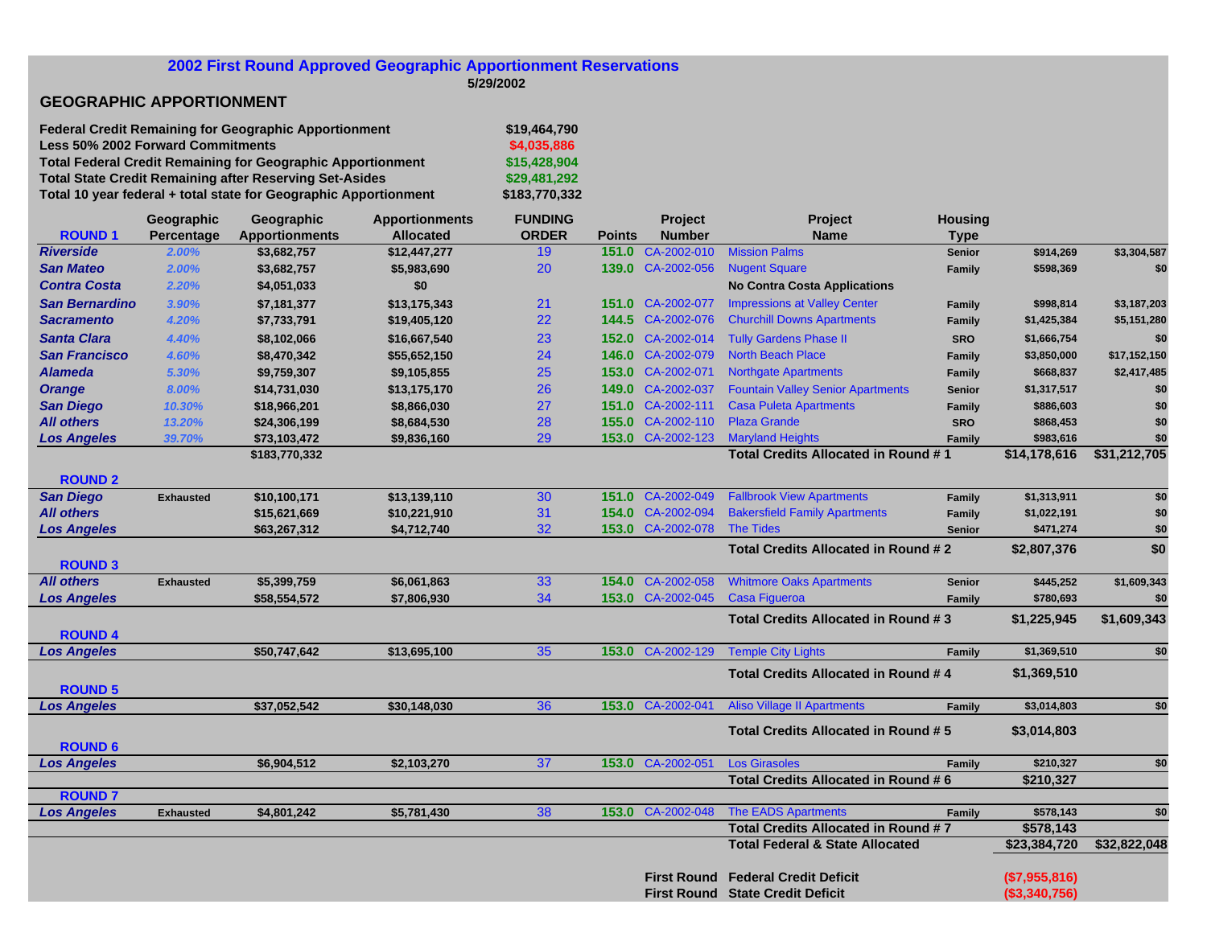## 2002 First Round Approved Geographic Apportionment Reservations

5/29/2002

### GEOGRAPHIC APPORTIONMENT

| | |
|---|---|
| **Federal Credit Remaining for Geographic Apportionment** | **$19,464,790** |
| **Less 50% 2002 Forward Commitments** | **$4,035,886** |
| **Total Federal Credit Remaining for Geographic Apportionment** | **$15,428,904** |
| **Total State Credit Remaining after Reserving Set-Asides** | **$29,481,292** |
| **Total 10 year federal + total state for Geographic Apportionment** | **$183,770,332** |

| ROUND 1 | Geographic Percentage | Geographic Apportionments | Apportionments Allocated | FUNDING ORDER | Points | Project Number | Project Name | Housing Type | | |
|---|---|---|---|---|---|---|---|---|---|---|
| ***Riverside*** | *2.00%* | $3,682,757 | $12,447,277 | 19 | 151.0 | CA-2002-010 | Mission Palms | Senior | $914,269 | $3,304,587 |
| ***San Mateo*** | *2.00%* | $3,682,757 | $5,983,690 | 20 | 139.0 | CA-2002-056 | Nugent Square | Family | $598,369 | $0 |
| ***Contra Costa*** | *2.20%* | $4,051,033 | $0 | | | | **No Contra Costa Applications** | | | |
| ***San Bernardino*** | *3.90%* | $7,181,377 | $13,175,343 | 21 | 151.0 | CA-2002-077 | Impressions at Valley Center | Family | $998,814 | $3,187,203 |
| ***Sacramento*** | *4.20%* | $7,733,791 | $19,405,120 | 22 | 144.5 | CA-2002-076 | Churchill Downs Apartments | Family | $1,425,384 | $5,151,280 |
| ***Santa Clara*** | *4.40%* | $8,102,066 | $16,667,540 | 23 | 152.0 | CA-2002-014 | Tully Gardens Phase II | SRO | $1,666,754 | $0 |
| ***San Francisco*** | *4.60%* | $8,470,342 | $55,652,150 | 24 | 146.0 | CA-2002-079 | North Beach Place | Family | $3,850,000 | $17,152,150 |
| ***Alameda*** | *5.30%* | $9,759,307 | $9,105,855 | 25 | 153.0 | CA-2002-071 | Northgate Apartments | Family | $668,837 | $2,417,485 |
| ***Orange*** | *8.00%* | $14,731,030 | $13,175,170 | 26 | 149.0 | CA-2002-037 | Fountain Valley Senior Apartments | Senior | $1,317,517 | $0 |
| ***San Diego*** | *10.30%* | $18,966,201 | $8,866,030 | 27 | 151.0 | CA-2002-111 | Casa Puleta Apartments | Family | $886,603 | $0 |
| ***All others*** | *13.20%* | $24,306,199 | $8,684,530 | 28 | 155.0 | CA-2002-110 | Plaza Grande | SRO | $868,453 | $0 |
| ***Los Angeles*** | *39.70%* | $73,103,472 | $9,836,160 | 29 | 153.0 | CA-2002-123 | Maryland Heights | Family | $983,616 | $0 |
| | | $183,770,332 | | | | | **Total Credits Allocated in Round # 1** | | **$14,178,616** | **$31,212,705** |
| **ROUND 2** | | | | | | | | | | |
| ***San Diego*** | Exhausted | $10,100,171 | $13,139,110 | 30 | 151.0 | CA-2002-049 | Fallbrook View Apartments | Family | $1,313,911 | $0 |
| ***All others*** | | $15,621,669 | $10,221,910 | 31 | 154.0 | CA-2002-094 | Bakersfield Family Apartments | Family | $1,022,191 | $0 |
| ***Los Angeles*** | | $63,267,312 | $4,712,740 | 32 | 153.0 | CA-2002-078 | The Tides | Senior | $471,274 | $0 |
| | | | | | | | **Total Credits Allocated in Round # 2** | | **$2,807,376** | **$0** |
| **ROUND 3** | | | | | | | | | | |
| ***All others*** | Exhausted | $5,399,759 | $6,061,863 | 33 | 154.0 | CA-2002-058 | Whitmore Oaks Apartments | Senior | $445,252 | $1,609,343 |
| ***Los Angeles*** | | $58,554,572 | $7,806,930 | 34 | 153.0 | CA-2002-045 | Casa Figueroa | Family | $780,693 | $0 |
| | | | | | | | **Total Credits Allocated in Round # 3** | | **$1,225,945** | **$1,609,343** |
| **ROUND 4** | | | | | | | | | | |
| ***Los Angeles*** | | $50,747,642 | $13,695,100 | 35 | 153.0 | CA-2002-129 | Temple City Lights | Family | $1,369,510 | $0 |
| | | | | | | | **Total Credits Allocated in Round # 4** | | **$1,369,510** | |
| **ROUND 5** | | | | | | | | | | |
| ***Los Angeles*** | | $37,052,542 | $30,148,030 | 36 | 153.0 | CA-2002-041 | Aliso Village II Apartments | Family | $3,014,803 | $0 |
| | | | | | | | **Total Credits Allocated in Round # 5** | | **$3,014,803** | |
| **ROUND 6** | | | | | | | | | | |
| ***Los Angeles*** | | $6,904,512 | $2,103,270 | 37 | 153.0 | CA-2002-051 | Los Girasoles | Family | $210,327 | $0 |
| | | | | | | | **Total Credits Allocated in Round # 6** | | **$210,327** | |
| **ROUND 7** | | | | | | | | | | |
| ***Los Angeles*** | Exhausted | $4,801,242 | $5,781,430 | 38 | 153.0 | CA-2002-048 | The EADS Apartments | Family | $578,143 | $0 |
| | | | | | | | **Total Credits Allocated in Round # 7** | | **$578,143** | |
| | | | | | | | **Total Federal & State Allocated** | | **$23,384,720** | **$32,822,048** |
| | | | | | | **First Round** | **Federal Credit Deficit** | | **($7,955,816)** | |
| | | | | | | **First Round** | **State Credit Deficit** | | **($3,340,756)** | |